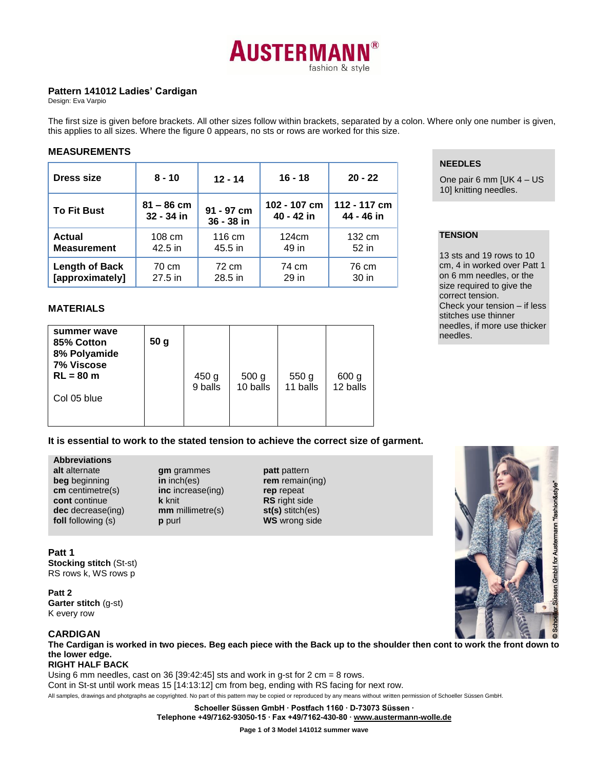# AUSTERMANN® fashion & style

## Pattern 141012 Ladies' Cardigan

Design: Eva Varpio

The first size is given before brackets. All other sizes follow within brackets, separated by a colon. Where only one number is given, this applies to all sizes. Where the figure 0 appears, no sts or rows are worked for this size.

### MEASUREMENTS

| Dress size | 8 - 10 | 12 - 14 | 16 - 18 | 20 - 22 |
|---|---|---|---|---|
| To Fit Bust | 81 – 86 cm 32 - 34 in | 91 - 97 cm 36 - 38 in | 102 - 107 cm 40 - 42 in | 112 - 117 cm 44 - 46 in |
| Actual Measurement | 108 cm 42.5 in | 116 cm 45.5 in | 124cm 49 in | 132 cm 52 in |
| Length of Back [approximately] | 70 cm 27.5 in | 72 cm 28.5 in | 74 cm 29 in | 76 cm 30 in |

### NEEDLES

One pair 6 mm [UK 4 – US 10] knitting needles.

### TENSION

13 sts and 19 rows to 10 cm, 4 in worked over Patt 1 on 6 mm needles, or the size required to give the correct tension.
Check your tension – if less stitches use thinner needles, if more use thicker needles.

### MATERIALS

| summer wave 85% Cotton 8% Polyamide 7% Viscose RL = 80 m Col 05 blue | 50 g | 450 g 9 balls | 500 g 10 balls | 550 g 11 balls | 600 g 12 balls |
|---|---|---|---|---|---|

**It is essential to work to the stated tension to achieve the correct size of garment.**

**Abbreviations**

**alt** alternate
**beg** beginning
**cm** centimetre(s)
**cont** continue
**dec** decrease(ing)
**foll** following (s)
**gm** grammes
**in** inch(es)
**inc** increase(ing)
**k** knit
**mm** millimetre(s)
**p** purl
**patt** pattern
**rem** remain(ing)
**rep** repeat
**RS** right side
**st(s)** stitch(es)
**WS** wrong side

**Patt 1**
**Stocking stitch** (St-st)
RS rows k, WS rows p

**Patt 2**
**Garter stitch** (g-st)
K every row

### CARDIGAN

**The Cardigan is worked in two pieces. Beg each piece with the Back up to the shoulder then cont to work the front down to the lower edge.**

**RIGHT HALF BACK**

Using 6 mm needles, cast on 36 [39:42:45] sts and work in g-st for 2 cm = 8 rows.
Cont in St-st until work meas 15 [14:13:12] cm from beg, ending with RS facing for next row.

All samples, drawings and photgraphs ae copyrighted. No part of this pattern may be copied or reproduced by any means without written permission of Schoeller Süssen GmbH.

**Schoeller Süssen GmbH · Postfach 1160 · D-73073 Süssen ·**
**Telephone +49/7162-93050-15 · Fax +49/7162-430-80 · www.austermann-wolle.de**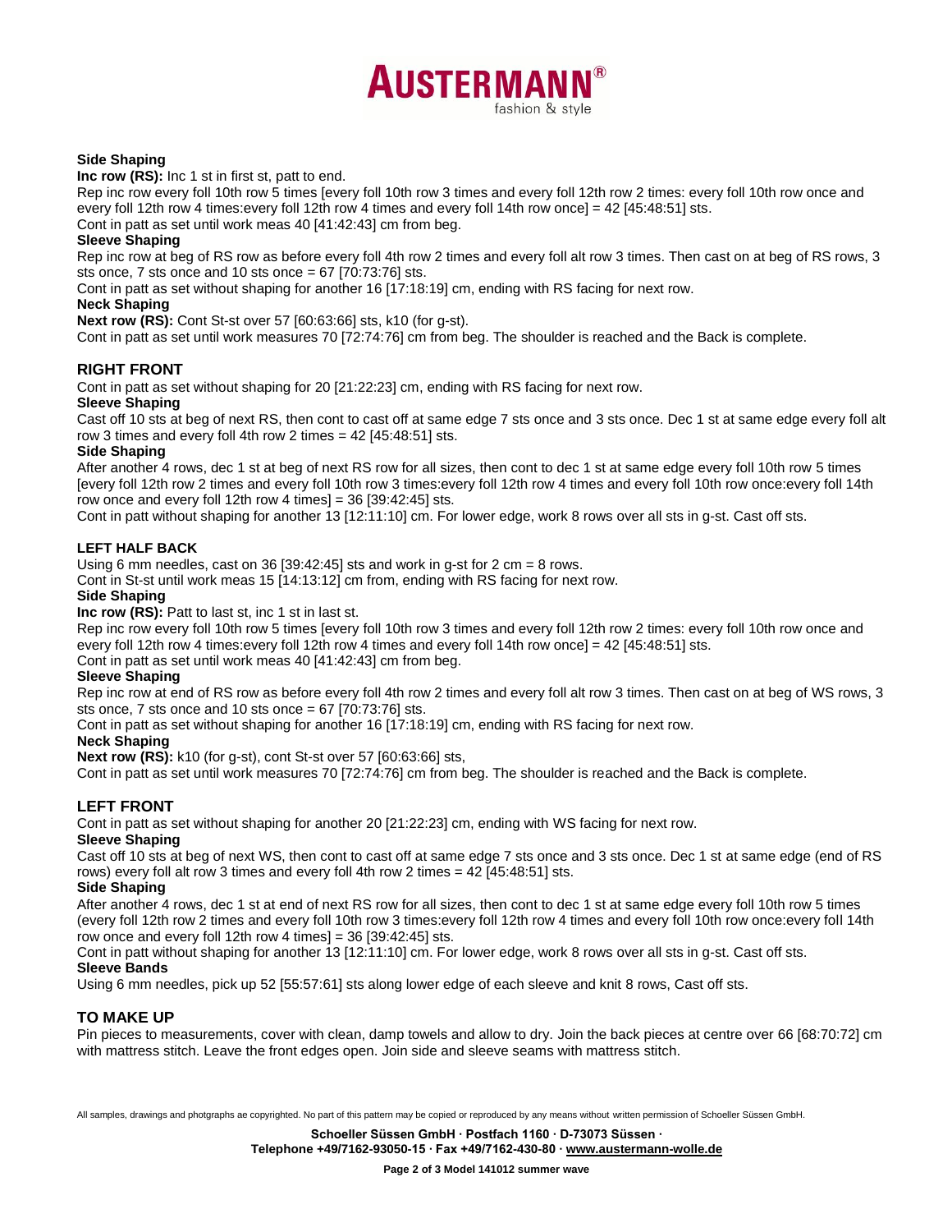**Side Shaping**

**Inc row (RS):** Inc 1 st in first st, patt to end.

Rep inc row every foll 10th row 5 times [every foll 10th row 3 times and every foll 12th row 2 times: every foll 10th row once and every foll 12th row 4 times:every foll 12th row 4 times and every foll 14th row once] = 42 [45:48:51] sts.

Cont in patt as set until work meas 40 [41:42:43] cm from beg.

**Sleeve Shaping**

Rep inc row at beg of RS row as before every foll 4th row 2 times and every foll alt row 3 times. Then cast on at beg of RS rows, 3 sts once, 7 sts once and 10 sts once = 67 [70:73:76] sts.

Cont in patt as set without shaping for another 16 [17:18:19] cm, ending with RS facing for next row.

**Neck Shaping**

**Next row (RS):** Cont St-st over 57 [60:63:66] sts, k10 (for g-st).

Cont in patt as set until work measures 70 [72:74:76] cm from beg. The shoulder is reached and the Back is complete.

## RIGHT FRONT

Cont in patt as set without shaping for 20 [21:22:23] cm, ending with RS facing for next row.

**Sleeve Shaping**

Cast off 10 sts at beg of next RS, then cont to cast off at same edge 7 sts once and 3 sts once. Dec 1 st at same edge every foll alt row 3 times and every foll 4th row 2 times = 42 [45:48:51] sts.

**Side Shaping**

After another 4 rows, dec 1 st at beg of next RS row for all sizes, then cont to dec 1 st at same edge every foll 10th row 5 times [every foll 12th row 2 times and every foll 10th row 3 times:every foll 12th row 4 times and every foll 10th row once:every foll 14th row once and every foll 12th row 4 times] = 36 [39:42:45] sts.

Cont in patt without shaping for another 13 [12:11:10] cm. For lower edge, work 8 rows over all sts in g-st. Cast off sts.

## LEFT HALF BACK

Using 6 mm needles, cast on 36 [39:42:45] sts and work in g-st for 2 cm = 8 rows.

Cont in St-st until work meas 15 [14:13:12] cm from, ending with RS facing for next row.

**Side Shaping**

**Inc row (RS):** Patt to last st, inc 1 st in last st.

Rep inc row every foll 10th row 5 times [every foll 10th row 3 times and every foll 12th row 2 times: every foll 10th row once and every foll 12th row 4 times:every foll 12th row 4 times and every foll 14th row once] = 42 [45:48:51] sts.

Cont in patt as set until work meas 40 [41:42:43] cm from beg.

**Sleeve Shaping**

Rep inc row at end of RS row as before every foll 4th row 2 times and every foll alt row 3 times. Then cast on at beg of WS rows, 3 sts once, 7 sts once and 10 sts once = 67 [70:73:76] sts.

Cont in patt as set without shaping for another 16 [17:18:19] cm, ending with RS facing for next row.

**Neck Shaping**

**Next row (RS):** k10 (for g-st), cont St-st over 57 [60:63:66] sts,

Cont in patt as set until work measures 70 [72:74:76] cm from beg. The shoulder is reached and the Back is complete.

## LEFT FRONT

Cont in patt as set without shaping for another 20 [21:22:23] cm, ending with WS facing for next row.

**Sleeve Shaping**

Cast off 10 sts at beg of next WS, then cont to cast off at same edge 7 sts once and 3 sts once. Dec 1 st at same edge (end of RS rows) every foll alt row 3 times and every foll 4th row 2 times = 42 [45:48:51] sts.

**Side Shaping**

After another 4 rows, dec 1 st at end of next RS row for all sizes, then cont to dec 1 st at same edge every foll 10th row 5 times (every foll 12th row 2 times and every foll 10th row 3 times:every foll 12th row 4 times and every foll 10th row once:every foll 14th row once and every foll 12th row 4 times] = 36 [39:42:45] sts.

Cont in patt without shaping for another 13 [12:11:10] cm. For lower edge, work 8 rows over all sts in g-st. Cast off sts.

**Sleeve Bands**

Using 6 mm needles, pick up 52 [55:57:61] sts along lower edge of each sleeve and knit 8 rows, Cast off sts.

## TO MAKE UP

Pin pieces to measurements, cover with clean, damp towels and allow to dry. Join the back pieces at centre over 66 [68:70:72] cm with mattress stitch. Leave the front edges open. Join side and sleeve seams with mattress stitch.

All samples, drawings and photgraphs ae copyrighted. No part of this pattern may be copied or reproduced by any means without written permission of Schoeller Süssen GmbH.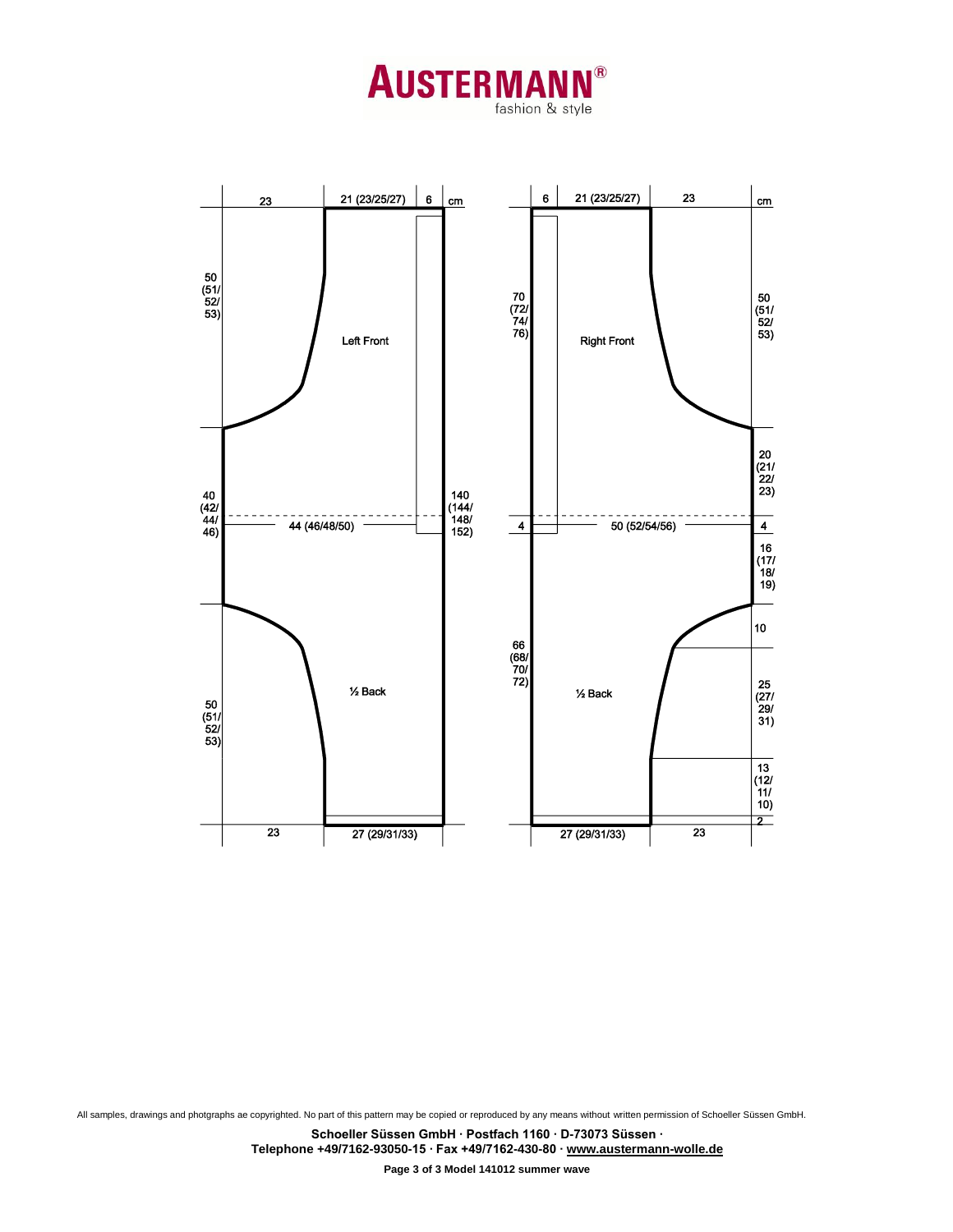AUSTERMANN®
fashion & style

23
21 (23/25/27)
6
cm

50
(51/
52/
53)

Left Front

40
(42/
44/
46)

44 (46/48/50)

140
(144/
148/
152)

½ Back

50
(51/
52/
53)

23
27 (29/31/33)

6
21 (23/25/27)
23
cm

70
(72/
74/
76)

Right Front

50
(51/
52/
53)

20
(21/
22/
23)

4
50 (52/54/56)
4

16
(17/
18/
19)

10

66
(68/
70/
72)

½ Back

25
(27/
29/
31)

13
(12/
11/
10)

2

27 (29/31/33)
23

All samples, drawings and photgraphs ae copyrighted. No part of this pattern may be copied or reproduced by any means without written permission of Schoeller Süssen GmbH.

**Schoeller Süssen GmbH · Postfach 1160 · D-73073 Süssen ·**
**Telephone +49/7162-93050-15 · Fax +49/7162-430-80 · www.austermann-wolle.de**